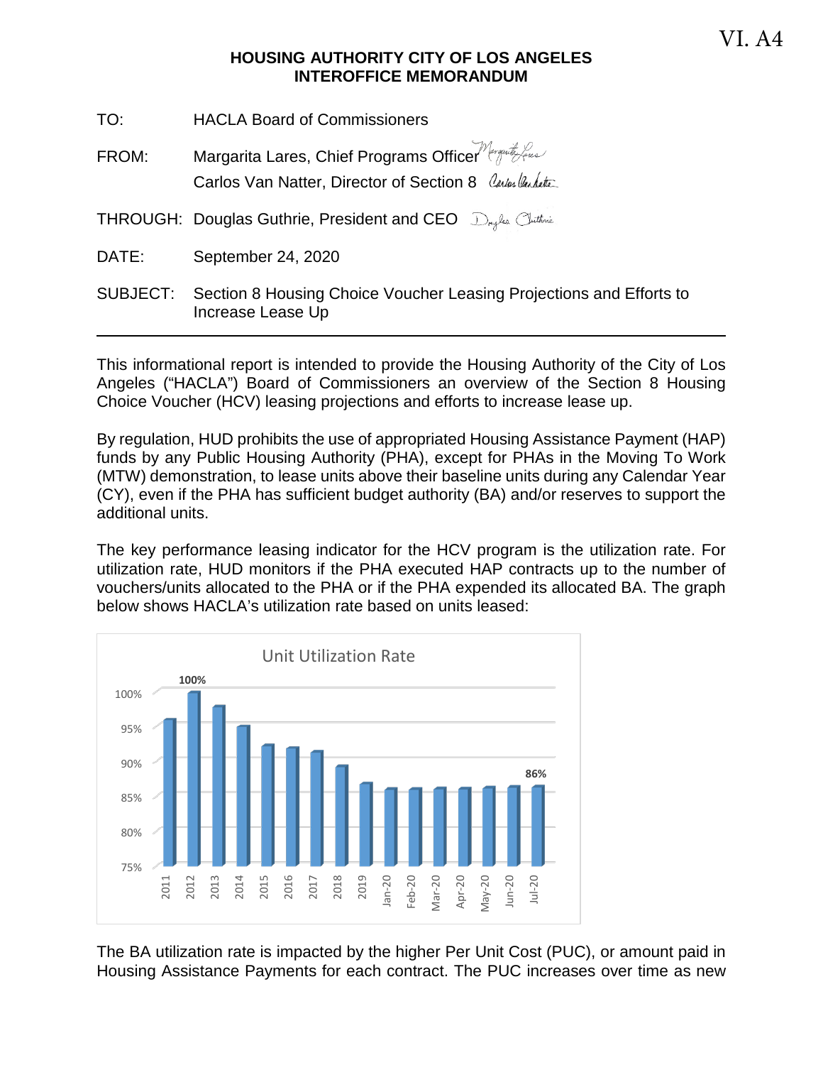VI. A4

**HOUSING AUTHORITY CITY OF LOS ANGELES**
**INTEROFFICE MEMORANDUM**

TO: HACLA Board of Commissioners

FROM: Margarita Lares, Chief Programs Officer
Carlos Van Natter, Director of Section 8

THROUGH: Douglas Guthrie, President and CEO

DATE: September 24, 2020

SUBJECT: Section 8 Housing Choice Voucher Leasing Projections and Efforts to Increase Lease Up

---

This informational report is intended to provide the Housing Authority of the City of Los Angeles ("HACLA") Board of Commissioners an overview of the Section 8 Housing Choice Voucher (HCV) leasing projections and efforts to increase lease up.

By regulation, HUD prohibits the use of appropriated Housing Assistance Payment (HAP) funds by any Public Housing Authority (PHA), except for PHAs in the Moving To Work (MTW) demonstration, to lease units above their baseline units during any Calendar Year (CY), even if the PHA has sufficient budget authority (BA) and/or reserves to support the additional units.

The key performance leasing indicator for the HCV program is the utilization rate. For utilization rate, HUD monitors if the PHA executed HAP contracts up to the number of vouchers/units allocated to the PHA or if the PHA expended its allocated BA. The graph below shows HACLA's utilization rate based on units leased:

Unit Utilization Rate

| Period | Utilization Rate |
|---|---|
| 2011 | |
| 2012 | 100% |
| 2013 | |
| 2014 | |
| 2015 | |
| 2016 | |
| 2017 | |
| 2018 | |
| 2019 | |
| Jan-20 | |
| Feb-20 | |
| Mar-20 | |
| Apr-20 | |
| May-20 | |
| Jun-20 | |
| Jul-20 | 86% |

The BA utilization rate is impacted by the higher Per Unit Cost (PUC), or amount paid in Housing Assistance Payments for each contract. The PUC increases over time as new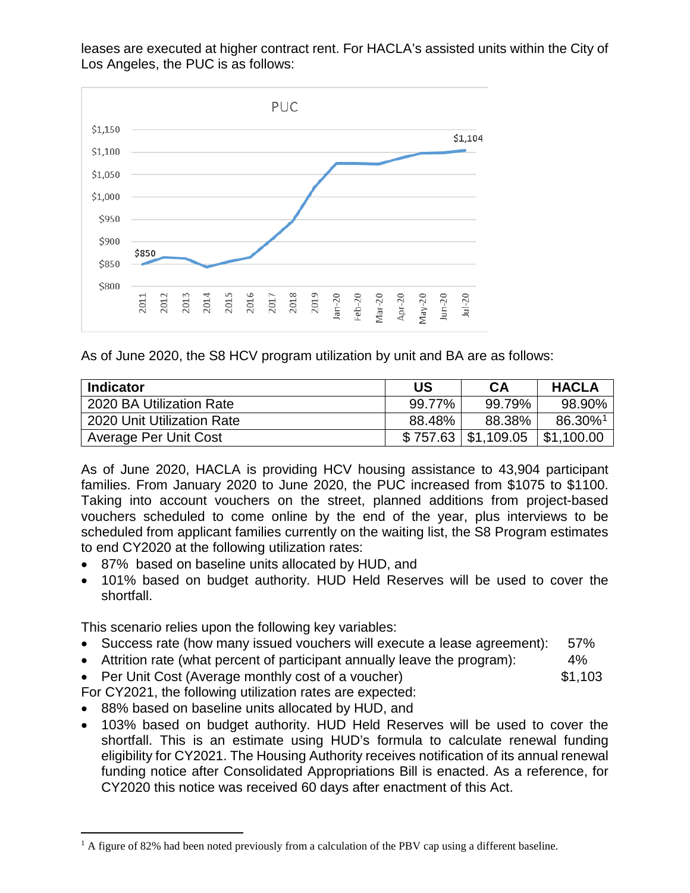leases are executed at higher contract rent. For HACLA's assisted units within the City of Los Angeles, the PUC is as follows:

As of June 2020, the S8 HCV program utilization by unit and BA are as follows:

| Indicator | US | CA | HACLA |
|---|---|---|---|
| 2020 BA Utilization Rate | 99.77% | 99.79% | 98.90% |
| 2020 Unit Utilization Rate | 88.48% | 88.38% | 86.30%[1] |
| Average Per Unit Cost | $ 757.63 | $1,109.05 | $1,100.00 |

As of June 2020, HACLA is providing HCV housing assistance to 43,904 participant families. From January 2020 to June 2020, the PUC increased from $1075 to $1100. Taking into account vouchers on the street, planned additions from project-based vouchers scheduled to come online by the end of the year, plus interviews to be scheduled from applicant families currently on the waiting list, the S8 Program estimates to end CY2020 at the following utilization rates:

- 87% based on baseline units allocated by HUD, and
- 101% based on budget authority. HUD Held Reserves will be used to cover the shortfall.

This scenario relies upon the following key variables:

- Success rate (how many issued vouchers will execute a lease agreement): 57%
- Attrition rate (what percent of participant annually leave the program): 4%
- Per Unit Cost (Average monthly cost of a voucher) $1,103

For CY2021, the following utilization rates are expected:

- 88% based on baseline units allocated by HUD, and
- 103% based on budget authority. HUD Held Reserves will be used to cover the shortfall. This is an estimate using HUD's formula to calculate renewal funding eligibility for CY2021. The Housing Authority receives notification of its annual renewal funding notice after Consolidated Appropriations Bill is enacted. As a reference, for CY2020 this notice was received 60 days after enactment of this Act.

[1] A figure of 82% had been noted previously from a calculation of the PBV cap using a different baseline.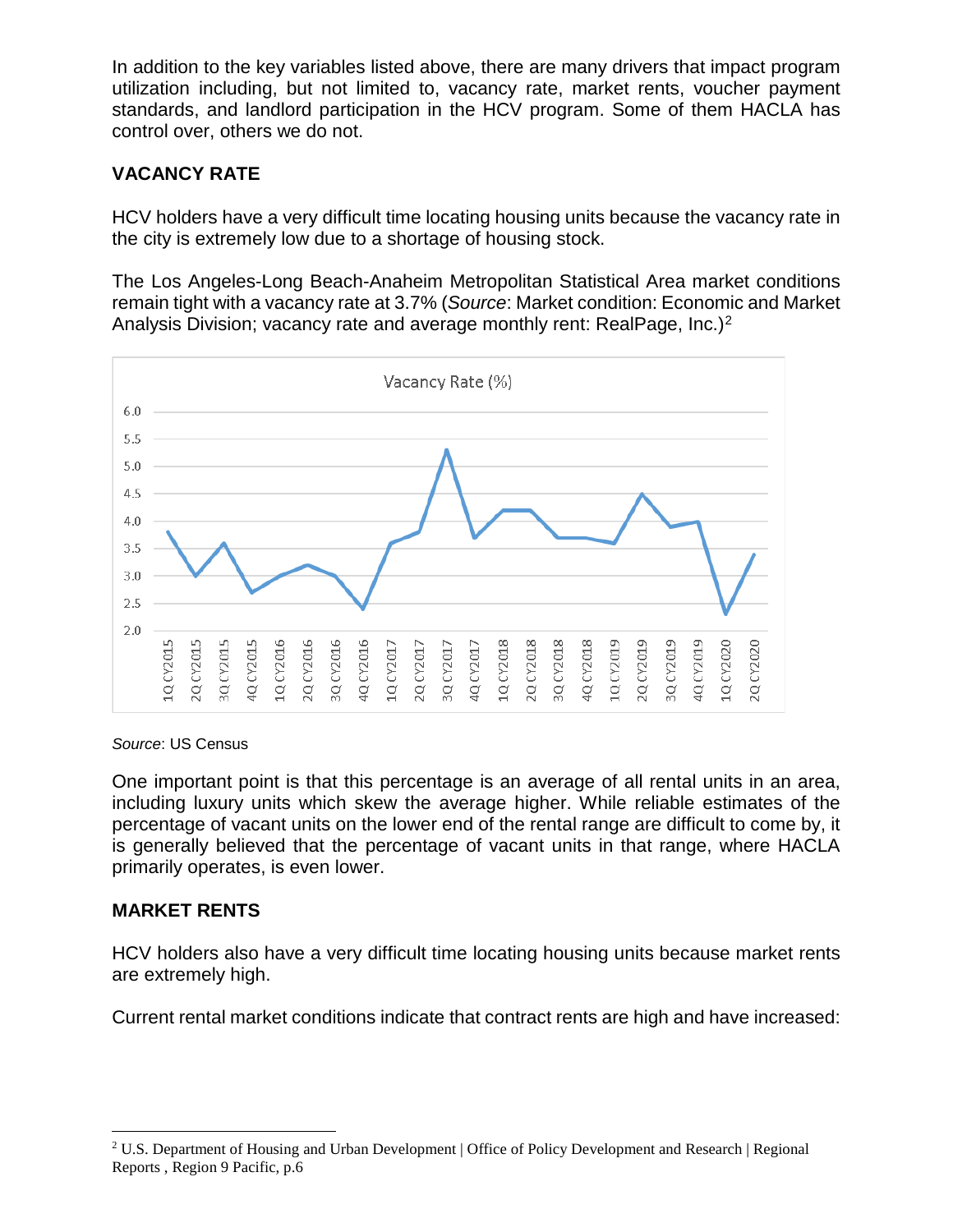In addition to the key variables listed above, there are many drivers that impact program utilization including, but not limited to, vacancy rate, market rents, voucher payment standards, and landlord participation in the HCV program. Some of them HACLA has control over, others we do not.

## VACANCY RATE

HCV holders have a very difficult time locating housing units because the vacancy rate in the city is extremely low due to a shortage of housing stock.

The Los Angeles-Long Beach-Anaheim Metropolitan Statistical Area market conditions remain tight with a vacancy rate at 3.7% (*Source*: Market condition: Economic and Market Analysis Division; vacancy rate and average monthly rent: RealPage, Inc.)[2]

*Source*: US Census

One important point is that this percentage is an average of all rental units in an area, including luxury units which skew the average higher. While reliable estimates of the percentage of vacant units on the lower end of the rental range are difficult to come by, it is generally believed that the percentage of vacant units in that range, where HACLA primarily operates, is even lower.

## MARKET RENTS

HCV holders also have a very difficult time locating housing units because market rents are extremely high.

Current rental market conditions indicate that contract rents are high and have increased:

[2] U.S. Department of Housing and Urban Development | Office of Policy Development and Research | Regional Reports , Region 9 Pacific, p.6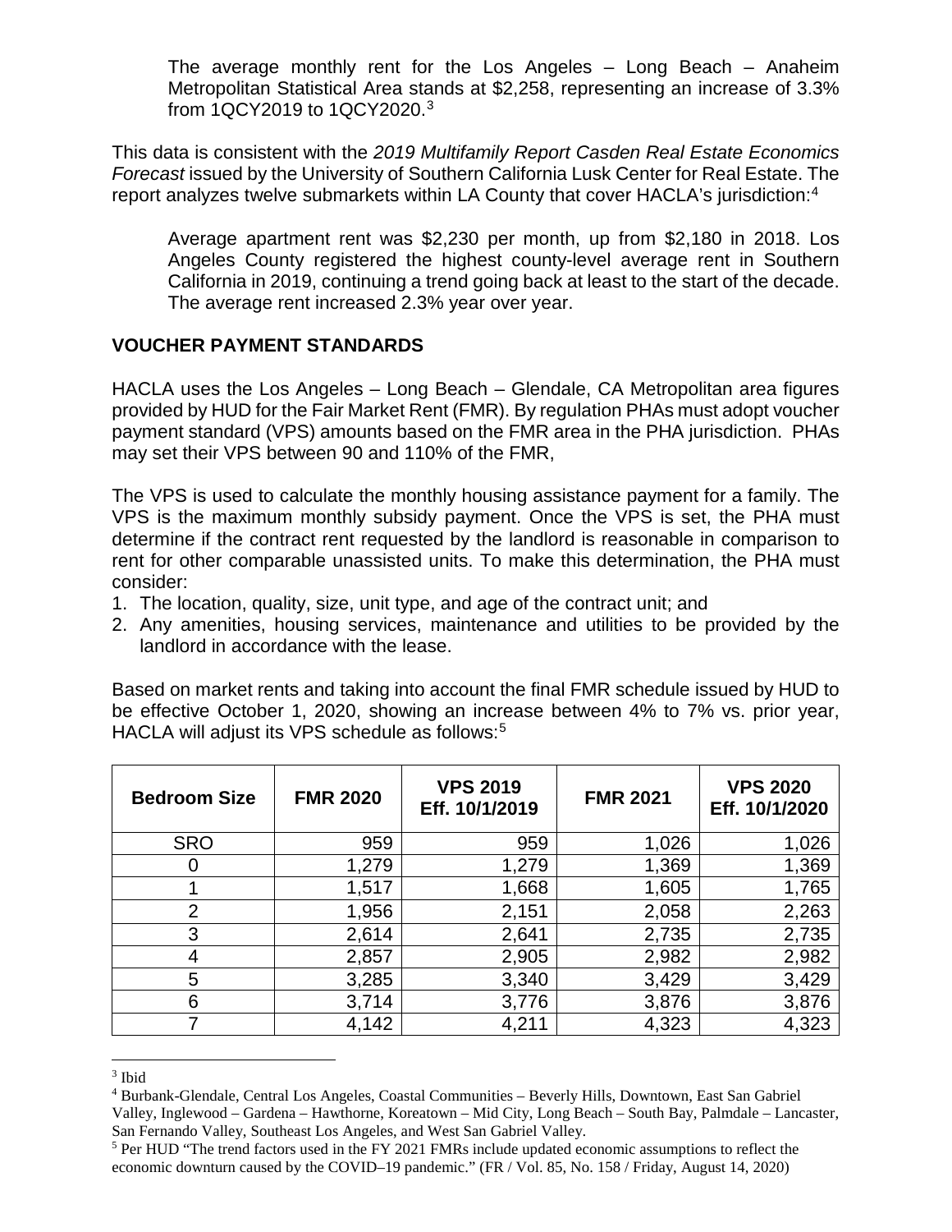> The average monthly rent for the Los Angeles – Long Beach – Anaheim Metropolitan Statistical Area stands at $2,258, representing an increase of 3.3% from 1QCY2019 to 1QCY2020.[3]

This data is consistent with the *2019 Multifamily Report Casden Real Estate Economics Forecast* issued by the University of Southern California Lusk Center for Real Estate. The report analyzes twelve submarkets within LA County that cover HACLA's jurisdiction:[4]

> Average apartment rent was $2,230 per month, up from $2,180 in 2018. Los Angeles County registered the highest county-level average rent in Southern California in 2019, continuing a trend going back at least to the start of the decade. The average rent increased 2.3% year over year.

**VOUCHER PAYMENT STANDARDS**

HACLA uses the Los Angeles – Long Beach – Glendale, CA Metropolitan area figures provided by HUD for the Fair Market Rent (FMR). By regulation PHAs must adopt voucher payment standard (VPS) amounts based on the FMR area in the PHA jurisdiction. PHAs may set their VPS between 90 and 110% of the FMR,

The VPS is used to calculate the monthly housing assistance payment for a family. The VPS is the maximum monthly subsidy payment. Once the VPS is set, the PHA must determine if the contract rent requested by the landlord is reasonable in comparison to rent for other comparable unassisted units. To make this determination, the PHA must consider:

1. The location, quality, size, unit type, and age of the contract unit; and
2. Any amenities, housing services, maintenance and utilities to be provided by the landlord in accordance with the lease.

Based on market rents and taking into account the final FMR schedule issued by HUD to be effective October 1, 2020, showing an increase between 4% to 7% vs. prior year, HACLA will adjust its VPS schedule as follows:[5]

| Bedroom Size | FMR 2020 | VPS 2019 Eff. 10/1/2019 | FMR 2021 | VPS 2020 Eff. 10/1/2020 |
|---|---|---|---|---|
| SRO | 959 | 959 | 1,026 | 1,026 |
| 0 | 1,279 | 1,279 | 1,369 | 1,369 |
| 1 | 1,517 | 1,668 | 1,605 | 1,765 |
| 2 | 1,956 | 2,151 | 2,058 | 2,263 |
| 3 | 2,614 | 2,641 | 2,735 | 2,735 |
| 4 | 2,857 | 2,905 | 2,982 | 2,982 |
| 5 | 3,285 | 3,340 | 3,429 | 3,429 |
| 6 | 3,714 | 3,776 | 3,876 | 3,876 |
| 7 | 4,142 | 4,211 | 4,323 | 4,323 |

---

[3] Ibid

[4] Burbank-Glendale, Central Los Angeles, Coastal Communities – Beverly Hills, Downtown, East San Gabriel Valley, Inglewood – Gardena – Hawthorne, Koreatown – Mid City, Long Beach – South Bay, Palmdale – Lancaster, San Fernando Valley, Southeast Los Angeles, and West San Gabriel Valley.

[5] Per HUD "The trend factors used in the FY 2021 FMRs include updated economic assumptions to reflect the economic downturn caused by the COVID–19 pandemic." (FR / Vol. 85, No. 158 / Friday, August 14, 2020)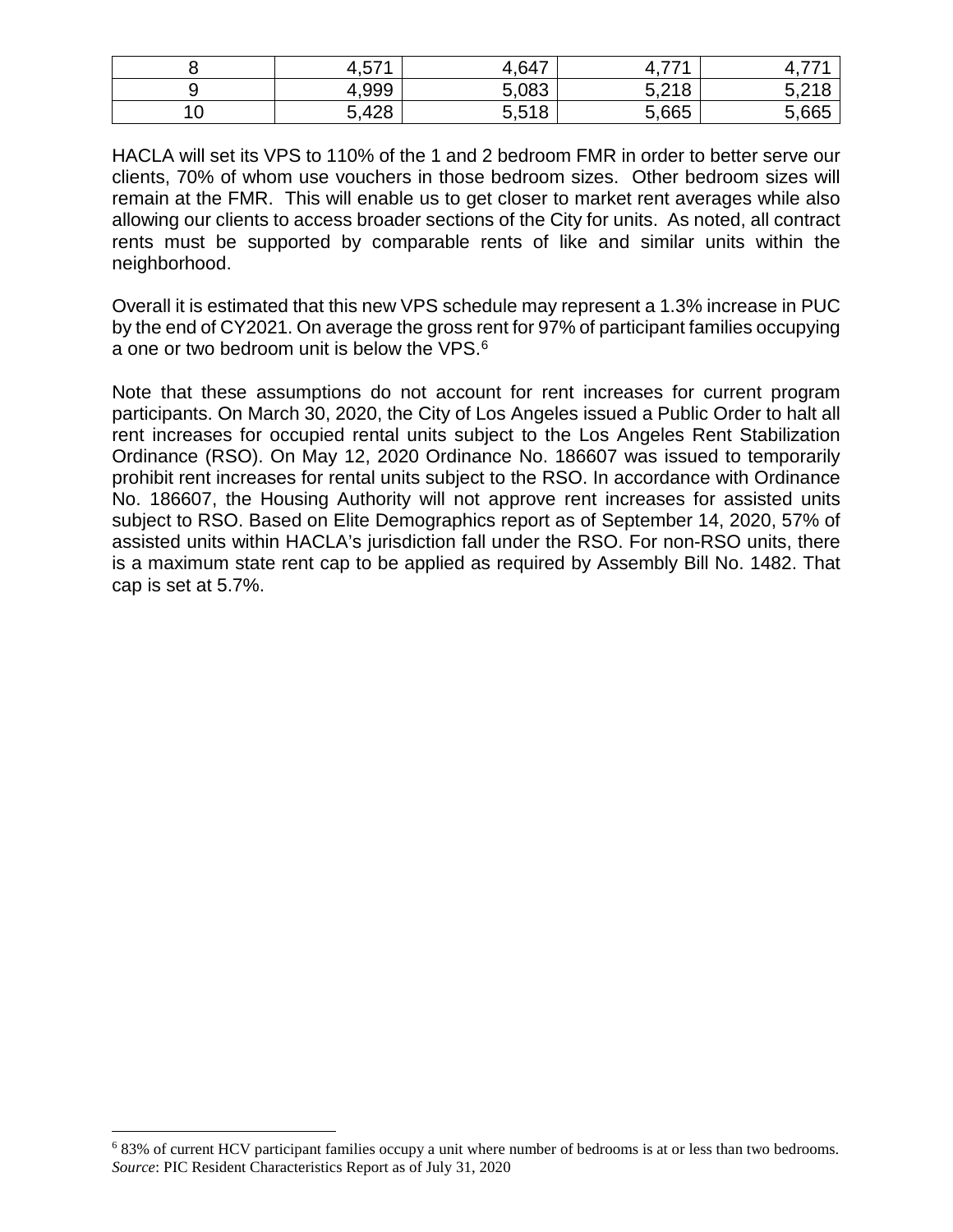| 8 | 4,571 | 4,647 | 4,771 | 4,771 |
|---|---|---|---|---|
| 9 | 4,999 | 5,083 | 5,218 | 5,218 |
| 10 | 5,428 | 5,518 | 5,665 | 5,665 |

HACLA will set its VPS to 110% of the 1 and 2 bedroom FMR in order to better serve our clients, 70% of whom use vouchers in those bedroom sizes. Other bedroom sizes will remain at the FMR. This will enable us to get closer to market rent averages while also allowing our clients to access broader sections of the City for units. As noted, all contract rents must be supported by comparable rents of like and similar units within the neighborhood.

Overall it is estimated that this new VPS schedule may represent a 1.3% increase in PUC by the end of CY2021. On average the gross rent for 97% of participant families occupying a one or two bedroom unit is below the VPS.[6]

Note that these assumptions do not account for rent increases for current program participants. On March 30, 2020, the City of Los Angeles issued a Public Order to halt all rent increases for occupied rental units subject to the Los Angeles Rent Stabilization Ordinance (RSO). On May 12, 2020 Ordinance No. 186607 was issued to temporarily prohibit rent increases for rental units subject to the RSO. In accordance with Ordinance No. 186607, the Housing Authority will not approve rent increases for assisted units subject to RSO. Based on Elite Demographics report as of September 14, 2020, 57% of assisted units within HACLA's jurisdiction fall under the RSO. For non-RSO units, there is a maximum state rent cap to be applied as required by Assembly Bill No. 1482. That cap is set at 5.7%.

[6] 83% of current HCV participant families occupy a unit where number of bedrooms is at or less than two bedrooms. *Source*: PIC Resident Characteristics Report as of July 31, 2020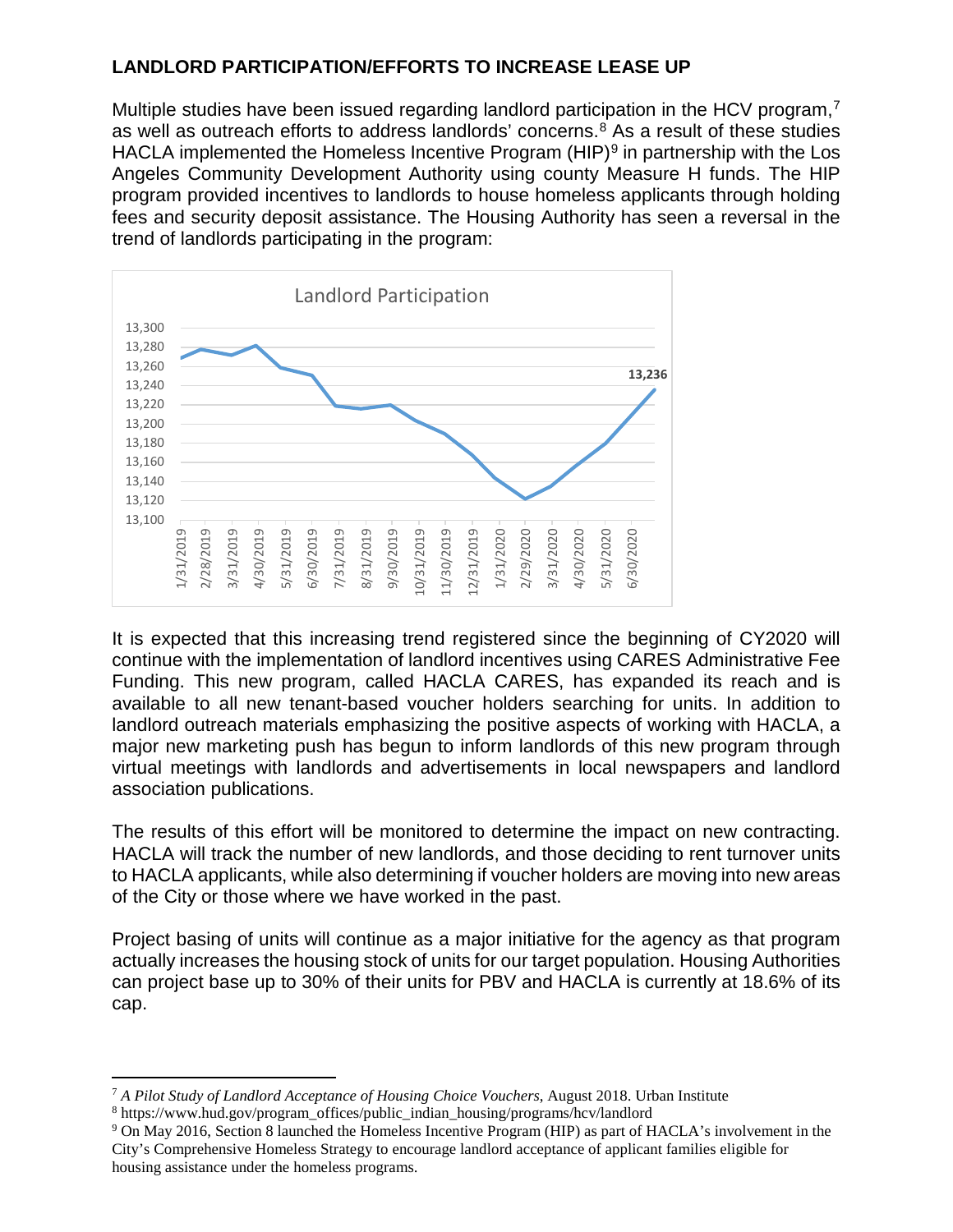## LANDLORD PARTICIPATION/EFFORTS TO INCREASE LEASE UP

Multiple studies have been issued regarding landlord participation in the HCV program,[7] as well as outreach efforts to address landlords' concerns.[8] As a result of these studies HACLA implemented the Homeless Incentive Program (HIP)[9] in partnership with the Los Angeles Community Development Authority using county Measure H funds. The HIP program provided incentives to landlords to house homeless applicants through holding fees and security deposit assistance. The Housing Authority has seen a reversal in the trend of landlords participating in the program:

It is expected that this increasing trend registered since the beginning of CY2020 will continue with the implementation of landlord incentives using CARES Administrative Fee Funding. This new program, called HACLA CARES, has expanded its reach and is available to all new tenant-based voucher holders searching for units. In addition to landlord outreach materials emphasizing the positive aspects of working with HACLA, a major new marketing push has begun to inform landlords of this new program through virtual meetings with landlords and advertisements in local newspapers and landlord association publications.

The results of this effort will be monitored to determine the impact on new contracting. HACLA will track the number of new landlords, and those deciding to rent turnover units to HACLA applicants, while also determining if voucher holders are moving into new areas of the City or those where we have worked in the past.

Project basing of units will continue as a major initiative for the agency as that program actually increases the housing stock of units for our target population. Housing Authorities can project base up to 30% of their units for PBV and HACLA is currently at 18.6% of its cap.

---

[7] *A Pilot Study of Landlord Acceptance of Housing Choice Vouchers*, August 2018. Urban Institute

[8] https://www.hud.gov/program_offices/public_indian_housing/programs/hcv/landlord

[9] On May 2016, Section 8 launched the Homeless Incentive Program (HIP) as part of HACLA's involvement in the City's Comprehensive Homeless Strategy to encourage landlord acceptance of applicant families eligible for housing assistance under the homeless programs.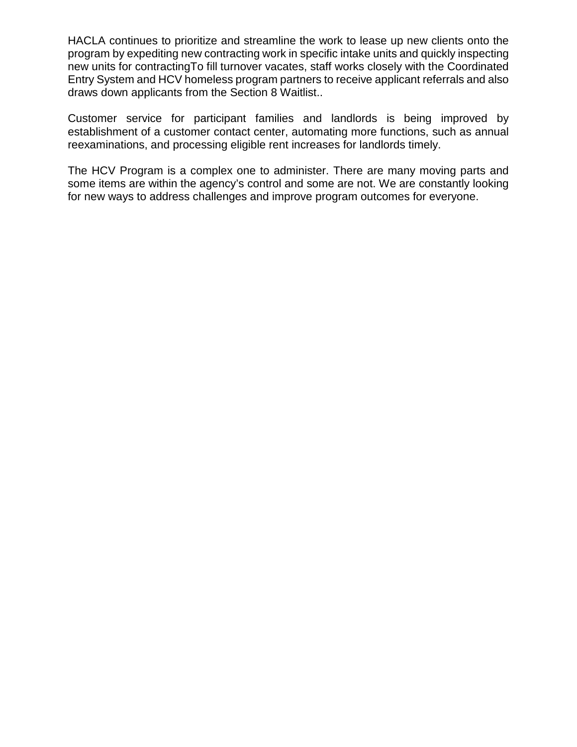HACLA continues to prioritize and streamline the work to lease up new clients onto the program by expediting new contracting work in specific intake units and quickly inspecting new units for contractingTo fill turnover vacates, staff works closely with the Coordinated Entry System and HCV homeless program partners to receive applicant referrals and also draws down applicants from the Section 8 Waitlist..

Customer service for participant families and landlords is being improved by establishment of a customer contact center, automating more functions, such as annual reexaminations, and processing eligible rent increases for landlords timely.

The HCV Program is a complex one to administer. There are many moving parts and some items are within the agency's control and some are not. We are constantly looking for new ways to address challenges and improve program outcomes for everyone.